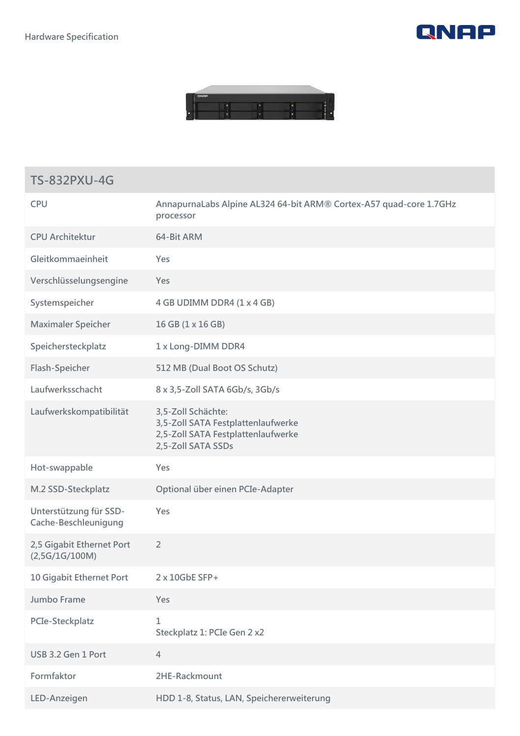Hardware Specification

| TS-832PXU-4G | |
|---|---|
| CPU | AnnapurnaLabs Alpine AL324 64-bit ARM® Cortex-A57 quad-core 1.7GHz processor |
| CPU Architektur | 64-Bit ARM |
| Gleitkommaeinheit | Yes |
| Verschlüsselungsengine | Yes |
| Systemspeicher | 4 GB UDIMM DDR4 (1 x 4 GB) |
| Maximaler Speicher | 16 GB (1 x 16 GB) |
| Speichersteckplatz | 1 x Long-DIMM DDR4 |
| Flash-Speicher | 512 MB (Dual Boot OS Schutz) |
| Laufwerksschacht | 8 x 3,5-Zoll SATA 6Gb/s, 3Gb/s |
| Laufwerkskompatibilität | 3,5-Zoll Schächte:<br>3,5-Zoll SATA Festplattenlaufwerke<br>2,5-Zoll SATA Festplattenlaufwerke<br>2,5-Zoll SATA SSDs |
| Hot-swappable | Yes |
| M.2 SSD-Steckplatz | Optional über einen PCIe-Adapter |
| Unterstützung für SSD-Cache-Beschleunigung | Yes |
| 2,5 Gigabit Ethernet Port (2,5G/1G/100M) | 2 |
| 10 Gigabit Ethernet Port | 2 x 10GbE SFP+ |
| Jumbo Frame | Yes |
| PCIe-Steckplatz | 1<br>Steckplatz 1: PCIe Gen 2 x2 |
| USB 3.2 Gen 1 Port | 4 |
| Formfaktor | 2HE-Rackmount |
| LED-Anzeigen | HDD 1-8, Status, LAN, Speichererweiterung |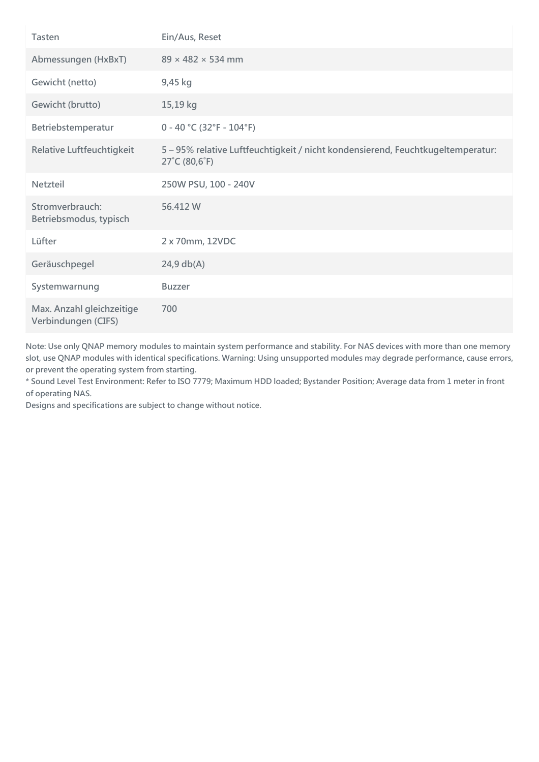| | |
|---|---|
| Tasten | Ein/Aus, Reset |
| Abmessungen (HxBxT) | 89 × 482 × 534 mm |
| Gewicht (netto) | 9,45 kg |
| Gewicht (brutto) | 15,19 kg |
| Betriebstemperatur | 0 - 40 °C (32°F - 104°F) |
| Relative Luftfeuchtigkeit | 5 – 95% relative Luftfeuchtigkeit / nicht kondensierend, Feuchtkugeltemperatur: 27˚C (80,6˚F) |
| Netzteil | 250W PSU, 100 - 240V |
| Stromverbrauch: Betriebsmodus, typisch | 56.412 W |
| Lüfter | 2 x 70mm, 12VDC |
| Geräuschpegel | 24,9 db(A) |
| Systemwarnung | Buzzer |
| Max. Anzahl gleichzeitige Verbindungen (CIFS) | 700 |

Note: Use only QNAP memory modules to maintain system performance and stability. For NAS devices with more than one memory slot, use QNAP modules with identical specifications. Warning: Using unsupported modules may degrade performance, cause errors, or prevent the operating system from starting.
* Sound Level Test Environment: Refer to ISO 7779; Maximum HDD loaded; Bystander Position; Average data from 1 meter in front of operating NAS.
Designs and specifications are subject to change without notice.